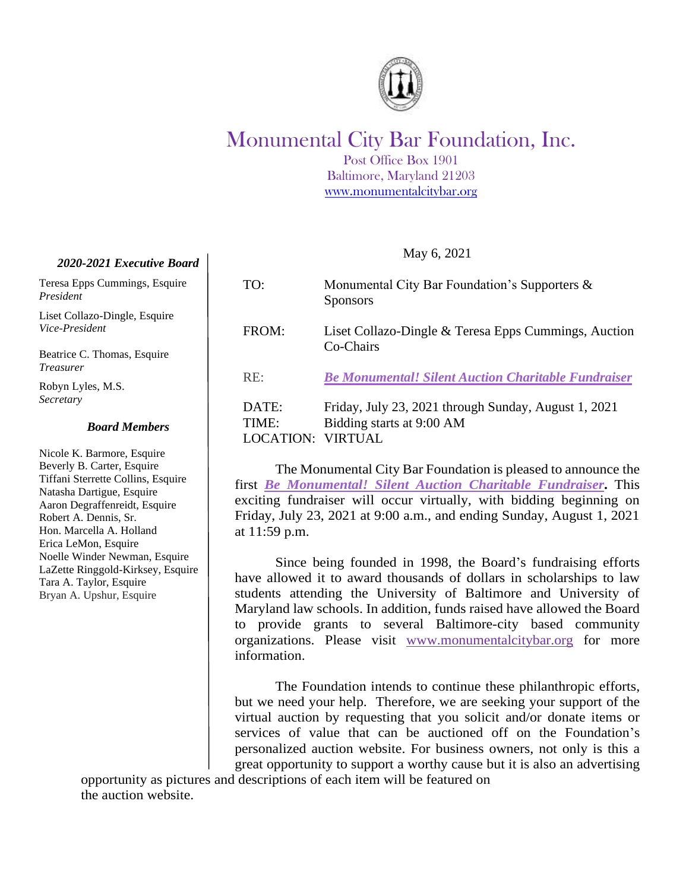# Monumental City Bar Foundation, Inc.

Post Office Box 1901
Baltimore, Maryland 21203
www.monumentalcitybar.org

***2020-2021 Executive Board***

Teresa Epps Cummings, Esquire
*President*

Liset Collazo-Dingle, Esquire
*Vice-President*

Beatrice C. Thomas, Esquire
*Treasurer*

Robyn Lyles, M.S.
*Secretary*

***Board Members***

Nicole K. Barmore, Esquire
Beverly B. Carter, Esquire
Tiffani Sterrette Collins, Esquire
Natasha Dartigue, Esquire
Aaron Degraffenreidt, Esquire
Robert A. Dennis, Sr.
Hon. Marcella A. Holland
Erica LeMon, Esquire
Noelle Winder Newman, Esquire
LaZette Ringgold-Kirksey, Esquire
Tara A. Taylor, Esquire
Bryan A. Upshur, Esquire

May 6, 2021

TO: Monumental City Bar Foundation's Supporters & Sponsors

FROM: Liset Collazo-Dingle & Teresa Epps Cummings, Auction Co-Chairs

RE: ***Be Monumental! Silent Auction Charitable Fundraiser***

DATE: Friday, July 23, 2021 through Sunday, August 1, 2021
TIME: Bidding starts at 9:00 AM
LOCATION: VIRTUAL

The Monumental City Bar Foundation is pleased to announce the first ***Be Monumental! Silent Auction Charitable Fundraiser*****.** This exciting fundraiser will occur virtually, with bidding beginning on Friday, July 23, 2021 at 9:00 a.m., and ending Sunday, August 1, 2021 at 11:59 p.m.

Since being founded in 1998, the Board's fundraising efforts have allowed it to award thousands of dollars in scholarships to law students attending the University of Baltimore and University of Maryland law schools. In addition, funds raised have allowed the Board to provide grants to several Baltimore-city based community organizations. Please visit www.monumentalcitybar.org for more information.

The Foundation intends to continue these philanthropic efforts, but we need your help. Therefore, we are seeking your support of the virtual auction by requesting that you solicit and/or donate items or services of value that can be auctioned off on the Foundation's personalized auction website. For business owners, not only is this a great opportunity to support a worthy cause but it is also an advertising opportunity as pictures and descriptions of each item will be featured on the auction website.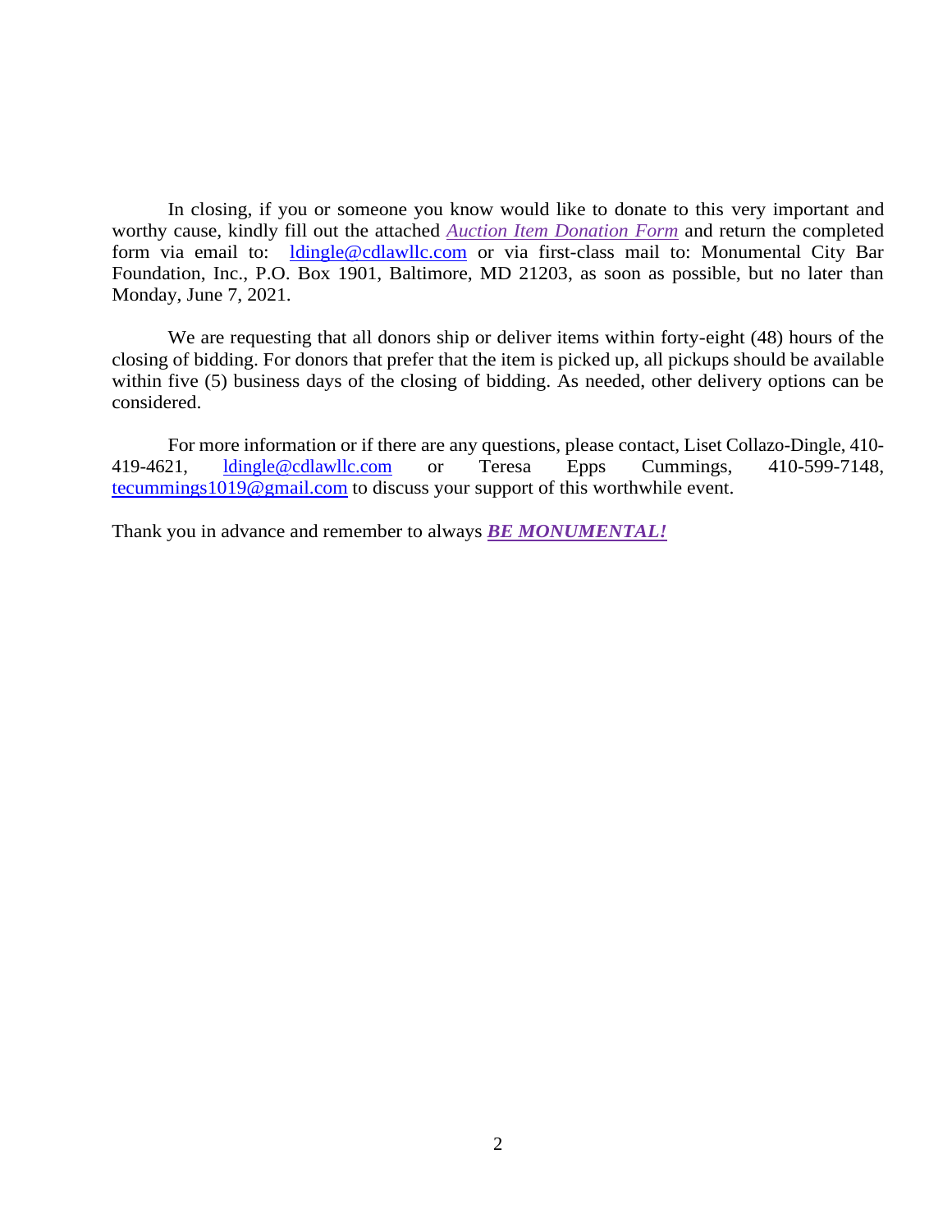In closing, if you or someone you know would like to donate to this very important and worthy cause, kindly fill out the attached *Auction Item Donation Form* and return the completed form via email to: ldingle@cdlawllc.com or via first-class mail to: Monumental City Bar Foundation, Inc., P.O. Box 1901, Baltimore, MD 21203, as soon as possible, but no later than Monday, June 7, 2021.

We are requesting that all donors ship or deliver items within forty-eight (48) hours of the closing of bidding. For donors that prefer that the item is picked up, all pickups should be available within five (5) business days of the closing of bidding. As needed, other delivery options can be considered.

For more information or if there are any questions, please contact, Liset Collazo-Dingle, 410-419-4621, ldingle@cdlawllc.com or Teresa Epps Cummings, 410-599-7148, tecummings1019@gmail.com to discuss your support of this worthwhile event.

Thank you in advance and remember to always ***BE MONUMENTAL!***